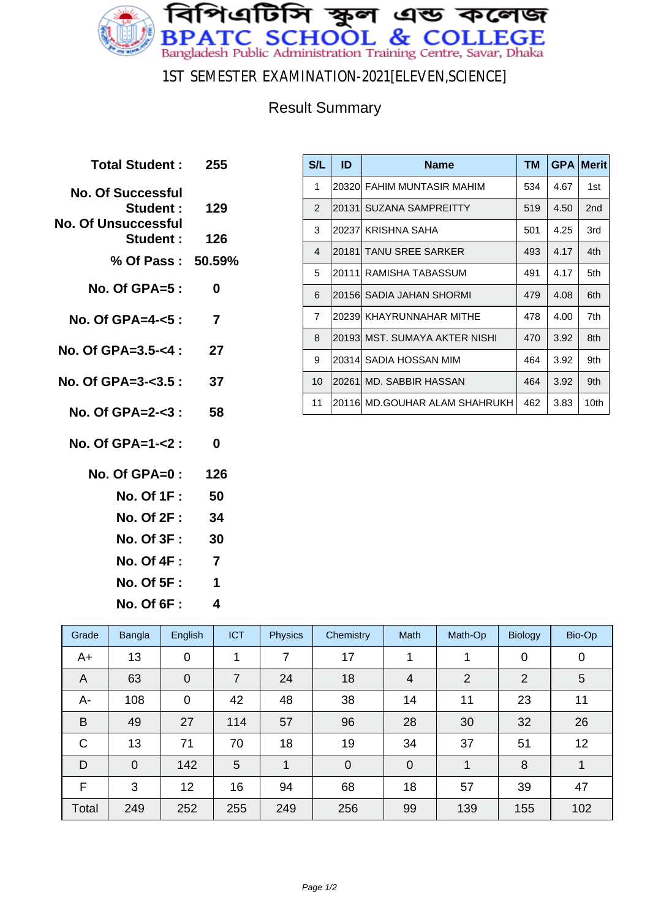# বিপিএটিসি স্কুল এন্ড কলেজ

# BPATC SCHOOL & COLLEGE

Bangladesh Public Administration Training Centre, Savar, Dhaka

## 1ST SEMESTER EXAMINATION-2021[ELEVEN,SCIENCE]

### Result Summary

| | |
|---|---|
| **Total Student :** | **255** |
| **No. Of Successful Student :** | **129** |
| **No. Of Unsuccessful Student :** | **126** |
| **% Of Pass :** | **50.59%** |
| **No. Of GPA=5 :** | **0** |
| **No. Of GPA=4-<5 :** | **7** |
| **No. Of GPA=3.5-<4 :** | **27** |
| **No. Of GPA=3-<3.5 :** | **37** |
| **No. Of GPA=2-<3 :** | **58** |
| **No. Of GPA=1-<2 :** | **0** |
| **No. Of GPA=0 :** | **126** |
| **No. Of 1F :** | **50** |
| **No. Of 2F :** | **34** |
| **No. Of 3F :** | **30** |
| **No. Of 4F :** | **7** |
| **No. Of 5F :** | **1** |
| **No. Of 6F :** | **4** |

| S/L | ID | Name | TM | GPA | Merit |
|---|---|---|---|---|---|
| 1 | 20320 | FAHIM MUNTASIR MAHIM | 534 | 4.67 | 1st |
| 2 | 20131 | SUZANA SAMPREITTY | 519 | 4.50 | 2nd |
| 3 | 20237 | KRISHNA SAHA | 501 | 4.25 | 3rd |
| 4 | 20181 | TANU SREE SARKER | 493 | 4.17 | 4th |
| 5 | 20111 | RAMISHA TABASSUM | 491 | 4.17 | 5th |
| 6 | 20156 | SADIA JAHAN SHORMI | 479 | 4.08 | 6th |
| 7 | 20239 | KHAYRUNNAHAR MITHE | 478 | 4.00 | 7th |
| 8 | 20193 | MST. SUMAYA AKTER NISHI | 470 | 3.92 | 8th |
| 9 | 20314 | SADIA HOSSAN MIM | 464 | 3.92 | 9th |
| 10 | 20261 | MD. SABBIR HASSAN | 464 | 3.92 | 9th |
| 11 | 20116 | MD.GOUHAR ALAM SHAHRUKH | 462 | 3.83 | 10th |

| Grade | Bangla | English | ICT | Physics | Chemistry | Math | Math-Op | Biology | Bio-Op |
|---|---|---|---|---|---|---|---|---|---|
| A+ | 13 | 0 | 1 | 7 | 17 | 1 | 1 | 0 | 0 |
| A | 63 | 0 | 7 | 24 | 18 | 4 | 2 | 2 | 5 |
| A- | 108 | 0 | 42 | 48 | 38 | 14 | 11 | 23 | 11 |
| B | 49 | 27 | 114 | 57 | 96 | 28 | 30 | 32 | 26 |
| C | 13 | 71 | 70 | 18 | 19 | 34 | 37 | 51 | 12 |
| D | 0 | 142 | 5 | 1 | 0 | 0 | 1 | 8 | 1 |
| F | 3 | 12 | 16 | 94 | 68 | 18 | 57 | 39 | 47 |
| Total | 249 | 252 | 255 | 249 | 256 | 99 | 139 | 155 | 102 |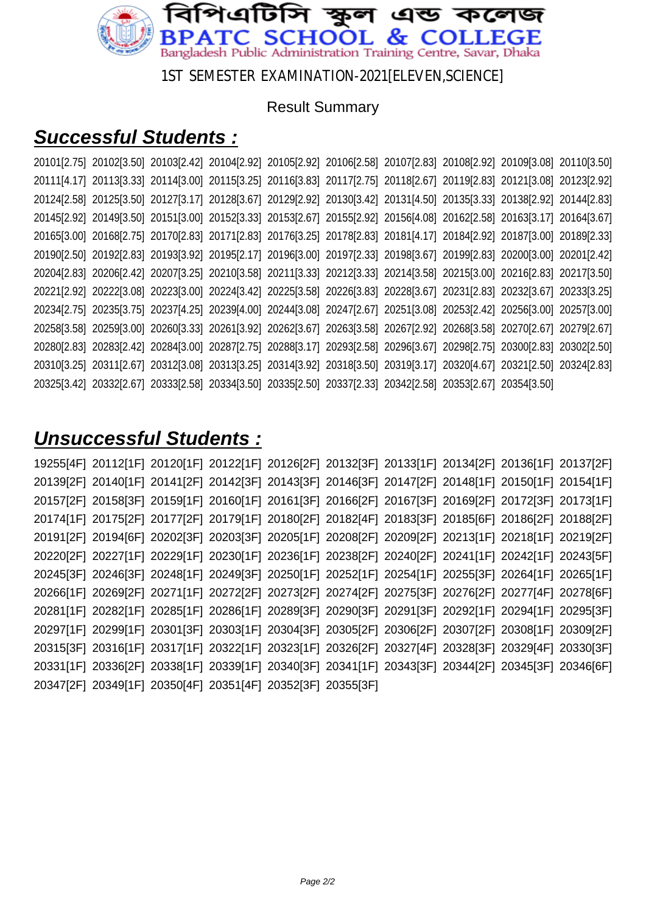বিপিএটিসি স্কুল এন্ড কলেজ

# BPATC SCHOOL & COLLEGE

Bangladesh Public Administration Training Centre, Savar, Dhaka

1ST SEMESTER EXAMINATION-2021[ELEVEN,SCIENCE]

Result Summary

## ***Successful Students :***

20101[2.75] 20102[3.50] 20103[2.42] 20104[2.92] 20105[2.92] 20106[2.58] 20107[2.83] 20108[2.92] 20109[3.08] 20110[3.50] 20111[4.17] 20113[3.33] 20114[3.00] 20115[3.25] 20116[3.83] 20117[2.75] 20118[2.67] 20119[2.83] 20121[3.08] 20123[2.92] 20124[2.58] 20125[3.50] 20127[3.17] 20128[3.67] 20129[2.92] 20130[3.42] 20131[4.50] 20135[3.33] 20138[2.92] 20144[2.83] 20145[2.92] 20149[3.50] 20151[3.00] 20152[3.33] 20153[2.67] 20155[2.92] 20156[4.08] 20162[2.58] 20163[3.17] 20164[3.67] 20165[3.00] 20168[2.75] 20170[2.83] 20171[2.83] 20176[3.25] 20178[2.83] 20181[4.17] 20184[2.92] 20187[3.00] 20189[2.33] 20190[2.50] 20192[2.83] 20193[3.92] 20195[2.17] 20196[3.00] 20197[2.33] 20198[3.67] 20199[2.83] 20200[3.00] 20201[2.42] 20204[2.83] 20206[2.42] 20207[3.25] 20210[3.58] 20211[3.33] 20212[3.33] 20214[3.58] 20215[3.00] 20216[2.83] 20217[3.50] 20221[2.92] 20222[3.08] 20223[3.00] 20224[3.42] 20225[3.58] 20226[3.83] 20228[3.67] 20231[2.83] 20232[3.67] 20233[3.25] 20234[2.75] 20235[3.75] 20237[4.25] 20239[4.00] 20244[3.08] 20247[2.67] 20251[3.08] 20253[2.42] 20256[3.00] 20257[3.00] 20258[3.58] 20259[3.00] 20260[3.33] 20261[3.92] 20262[3.67] 20263[3.58] 20267[2.92] 20268[3.58] 20270[2.67] 20279[2.67] 20280[2.83] 20283[2.42] 20284[3.00] 20287[2.75] 20288[3.17] 20293[2.58] 20296[3.67] 20298[2.75] 20300[2.83] 20302[2.50] 20310[3.25] 20311[2.67] 20312[3.08] 20313[3.25] 20314[3.92] 20318[3.50] 20319[3.17] 20320[4.67] 20321[2.50] 20324[2.83] 20325[3.42] 20332[2.67] 20333[2.58] 20334[3.50] 20335[2.50] 20337[2.33] 20342[2.58] 20353[2.67] 20354[3.50]

## ***Unsuccessful Students :***

19255[4F] 20112[1F] 20120[1F] 20122[1F] 20126[2F] 20132[3F] 20133[1F] 20134[2F] 20136[1F] 20137[2F] 20139[2F] 20140[1F] 20141[2F] 20142[3F] 20143[3F] 20146[3F] 20147[2F] 20148[1F] 20150[1F] 20154[1F] 20157[2F] 20158[3F] 20159[1F] 20160[1F] 20161[3F] 20166[2F] 20167[3F] 20169[2F] 20172[3F] 20173[1F] 20174[1F] 20175[2F] 20177[2F] 20179[1F] 20180[2F] 20182[4F] 20183[3F] 20185[6F] 20186[2F] 20188[2F] 20191[2F] 20194[6F] 20202[3F] 20203[3F] 20205[1F] 20208[2F] 20209[2F] 20213[1F] 20218[1F] 20219[2F] 20220[2F] 20227[1F] 20229[1F] 20230[1F] 20236[1F] 20238[2F] 20240[2F] 20241[1F] 20242[1F] 20243[5F] 20245[3F] 20246[3F] 20248[1F] 20249[3F] 20250[1F] 20252[1F] 20254[1F] 20255[3F] 20264[1F] 20265[1F] 20266[1F] 20269[2F] 20271[1F] 20272[2F] 20273[2F] 20274[2F] 20275[3F] 20276[2F] 20277[4F] 20278[6F] 20281[1F] 20282[1F] 20285[1F] 20286[1F] 20289[3F] 20290[3F] 20291[3F] 20292[1F] 20294[1F] 20295[3F] 20297[1F] 20299[1F] 20301[3F] 20303[1F] 20304[3F] 20305[2F] 20306[2F] 20307[2F] 20308[1F] 20309[2F] 20315[3F] 20316[1F] 20317[1F] 20322[1F] 20323[1F] 20326[2F] 20327[4F] 20328[3F] 20329[4F] 20330[3F] 20331[1F] 20336[2F] 20338[1F] 20339[1F] 20340[3F] 20341[1F] 20343[3F] 20344[2F] 20345[3F] 20346[6F] 20347[2F] 20349[1F] 20350[4F] 20351[4F] 20352[3F] 20355[3F]